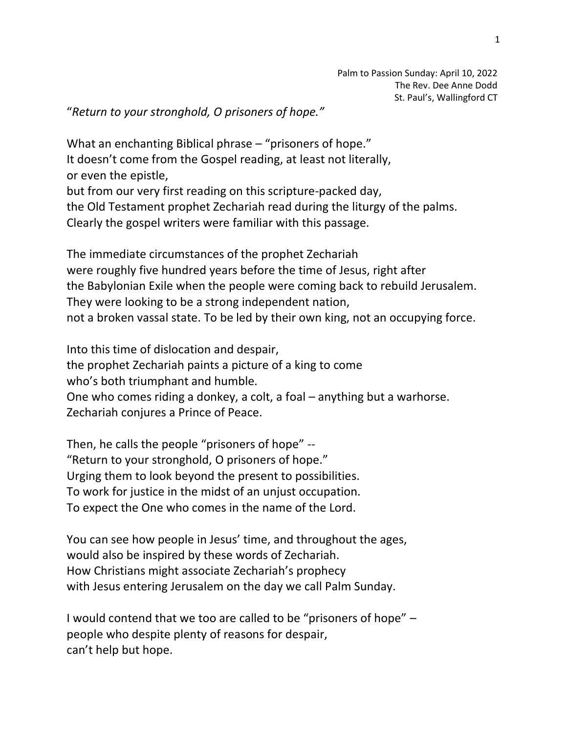Palm to Passion Sunday: April 10, 2022
The Rev. Dee Anne Dodd
St. Paul's, Wallingford CT

"*Return to your stronghold, O prisoners of hope.*"

What an enchanting Biblical phrase – "prisoners of hope."
It doesn't come from the Gospel reading, at least not literally,
or even the epistle,
but from our very first reading on this scripture-packed day,
the Old Testament prophet Zechariah read during the liturgy of the palms.
Clearly the gospel writers were familiar with this passage.

The immediate circumstances of the prophet Zechariah
were roughly five hundred years before the time of Jesus, right after
the Babylonian Exile when the people were coming back to rebuild Jerusalem.
They were looking to be a strong independent nation,
not a broken vassal state. To be led by their own king, not an occupying force.

Into this time of dislocation and despair,
the prophet Zechariah paints a picture of a king to come
who's both triumphant and humble.
One who comes riding a donkey, a colt, a foal – anything but a warhorse.
Zechariah conjures a Prince of Peace.

Then, he calls the people "prisoners of hope" --
"Return to your stronghold, O prisoners of hope."
Urging them to look beyond the present to possibilities.
To work for justice in the midst of an unjust occupation.
To expect the One who comes in the name of the Lord.

You can see how people in Jesus' time, and throughout the ages,
would also be inspired by these words of Zechariah.
How Christians might associate Zechariah's prophecy
with Jesus entering Jerusalem on the day we call Palm Sunday.

I would contend that we too are called to be "prisoners of hope" –
people who despite plenty of reasons for despair,
can't help but hope.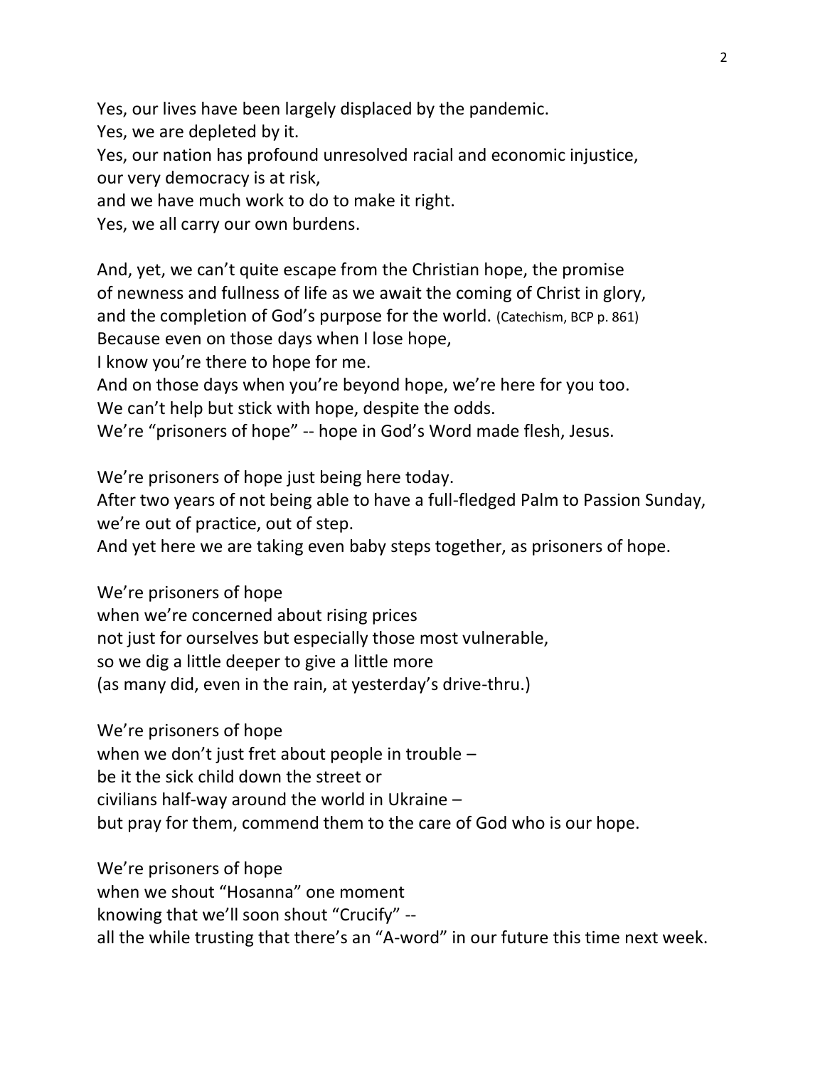Yes, our lives have been largely displaced by the pandemic.
Yes, we are depleted by it.
Yes, our nation has profound unresolved racial and economic injustice,
our very democracy is at risk,
and we have much work to do to make it right.
Yes, we all carry our own burdens.

And, yet, we can't quite escape from the Christian hope, the promise
of newness and fullness of life as we await the coming of Christ in glory,
and the completion of God's purpose for the world. (Catechism, BCP p. 861)
Because even on those days when I lose hope,
I know you're there to hope for me.
And on those days when you're beyond hope, we're here for you too.
We can't help but stick with hope, despite the odds.
We're "prisoners of hope" -- hope in God's Word made flesh, Jesus.

We're prisoners of hope just being here today.
After two years of not being able to have a full-fledged Palm to Passion Sunday,
we're out of practice, out of step.
And yet here we are taking even baby steps together, as prisoners of hope.

We're prisoners of hope
when we're concerned about rising prices
not just for ourselves but especially those most vulnerable,
so we dig a little deeper to give a little more
(as many did, even in the rain, at yesterday's drive-thru.)

We're prisoners of hope
when we don't just fret about people in trouble –
be it the sick child down the street or
civilians half-way around the world in Ukraine –
but pray for them, commend them to the care of God who is our hope.

We're prisoners of hope
when we shout "Hosanna" one moment
knowing that we'll soon shout "Crucify" --
all the while trusting that there's an "A-word" in our future this time next week.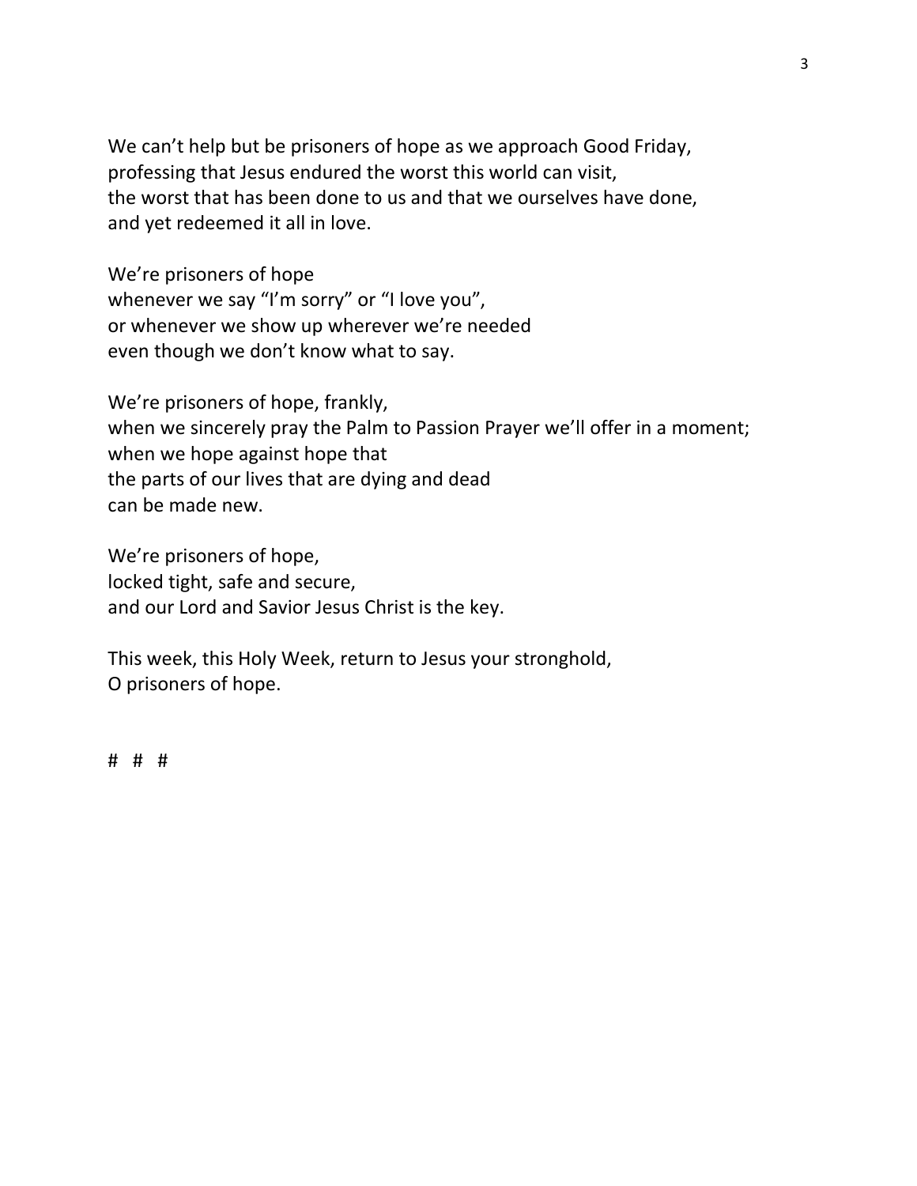We can't help but be prisoners of hope as we approach Good Friday,
professing that Jesus endured the worst this world can visit,
the worst that has been done to us and that we ourselves have done,
and yet redeemed it all in love.

We're prisoners of hope
whenever we say "I'm sorry" or "I love you",
or whenever we show up wherever we're needed
even though we don't know what to say.

We're prisoners of hope, frankly,
when we sincerely pray the Palm to Passion Prayer we'll offer in a moment;
when we hope against hope that
the parts of our lives that are dying and dead
can be made new.

We're prisoners of hope,
locked tight, safe and secure,
and our Lord and Savior Jesus Christ is the key.

This week, this Holy Week, return to Jesus your stronghold,
O prisoners of hope.

# # #